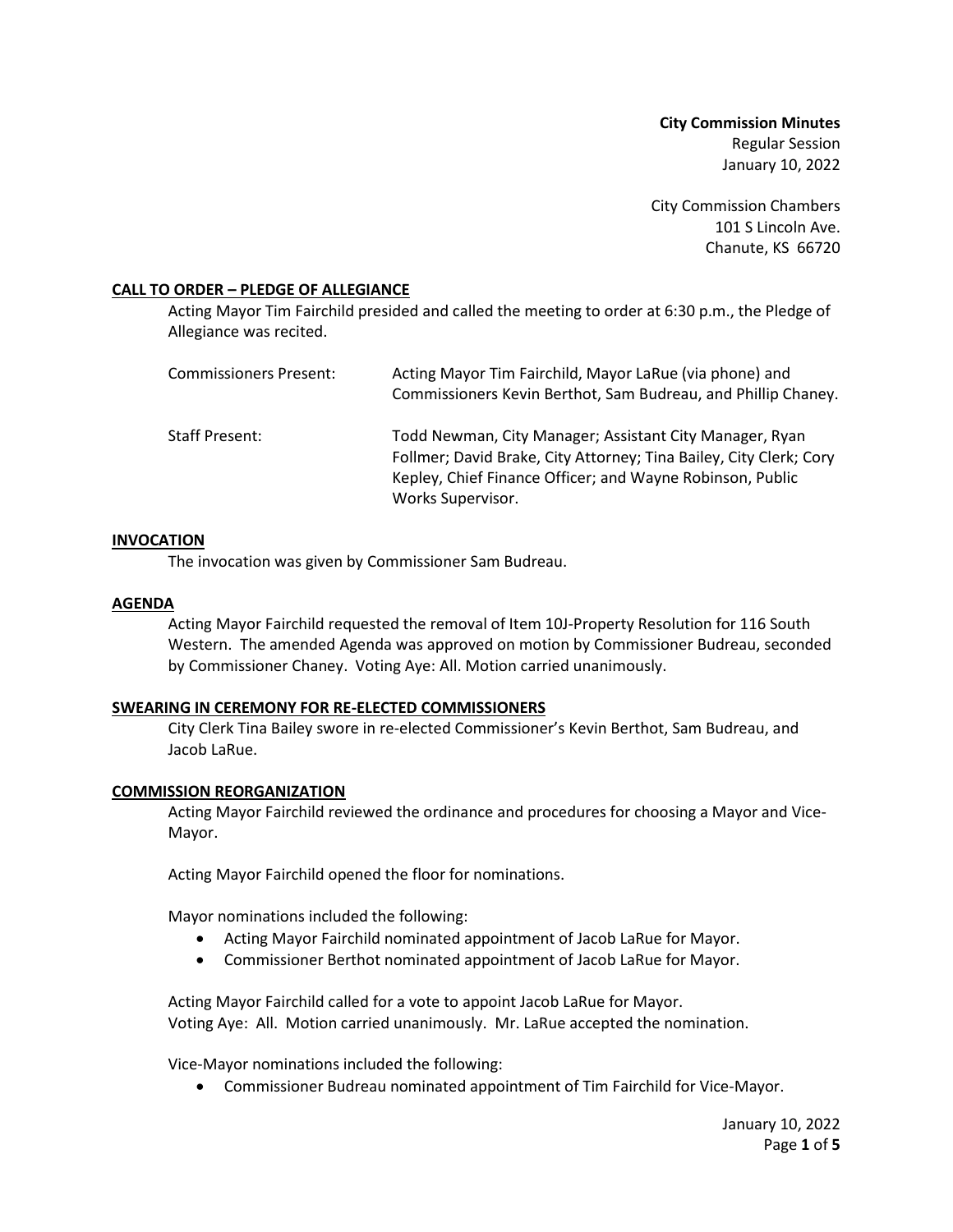**City Commission Minutes**
Regular Session
January 10, 2022

City Commission Chambers
101 S Lincoln Ave.
Chanute, KS 66720

## CALL TO ORDER – PLEDGE OF ALLEGIANCE

Acting Mayor Tim Fairchild presided and called the meeting to order at 6:30 p.m., the Pledge of Allegiance was recited.

| | |
|---|---|
| Commissioners Present: | Acting Mayor Tim Fairchild, Mayor LaRue (via phone) and Commissioners Kevin Berthot, Sam Budreau, and Phillip Chaney. |
| Staff Present: | Todd Newman, City Manager; Assistant City Manager, Ryan Follmer; David Brake, City Attorney; Tina Bailey, City Clerk; Cory Kepley, Chief Finance Officer; and Wayne Robinson, Public Works Supervisor. |

## INVOCATION

The invocation was given by Commissioner Sam Budreau.

## AGENDA

Acting Mayor Fairchild requested the removal of Item 10J-Property Resolution for 116 South Western. The amended Agenda was approved on motion by Commissioner Budreau, seconded by Commissioner Chaney. Voting Aye: All. Motion carried unanimously.

## SWEARING IN CEREMONY FOR RE-ELECTED COMMISSIONERS

City Clerk Tina Bailey swore in re-elected Commissioner's Kevin Berthot, Sam Budreau, and Jacob LaRue.

## COMMISSION REORGANIZATION

Acting Mayor Fairchild reviewed the ordinance and procedures for choosing a Mayor and Vice-Mayor.

Acting Mayor Fairchild opened the floor for nominations.

Mayor nominations included the following:

- Acting Mayor Fairchild nominated appointment of Jacob LaRue for Mayor.
- Commissioner Berthot nominated appointment of Jacob LaRue for Mayor.

Acting Mayor Fairchild called for a vote to appoint Jacob LaRue for Mayor.
Voting Aye: All. Motion carried unanimously. Mr. LaRue accepted the nomination.

Vice-Mayor nominations included the following:

- Commissioner Budreau nominated appointment of Tim Fairchild for Vice-Mayor.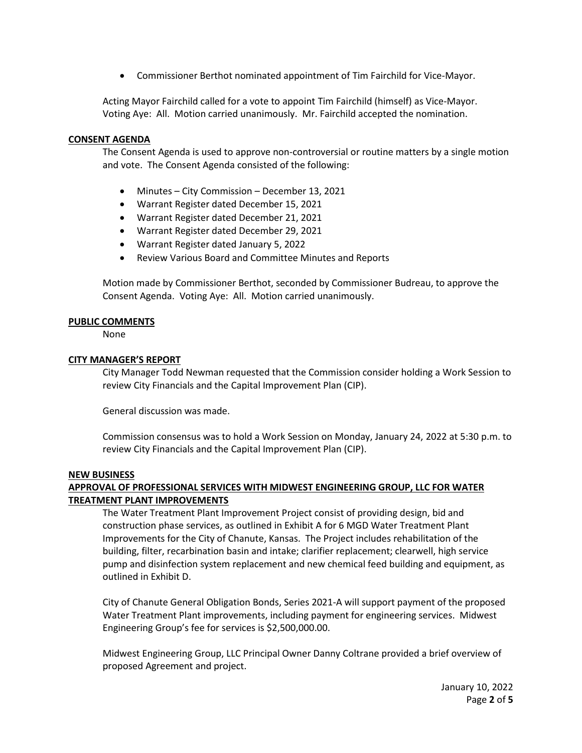- Commissioner Berthot nominated appointment of Tim Fairchild for Vice-Mayor.

Acting Mayor Fairchild called for a vote to appoint Tim Fairchild (himself) as Vice-Mayor. Voting Aye: All. Motion carried unanimously. Mr. Fairchild accepted the nomination.

**CONSENT AGENDA**

The Consent Agenda is used to approve non-controversial or routine matters by a single motion and vote. The Consent Agenda consisted of the following:

- Minutes – City Commission – December 13, 2021
- Warrant Register dated December 15, 2021
- Warrant Register dated December 21, 2021
- Warrant Register dated December 29, 2021
- Warrant Register dated January 5, 2022
- Review Various Board and Committee Minutes and Reports

Motion made by Commissioner Berthot, seconded by Commissioner Budreau, to approve the Consent Agenda. Voting Aye: All. Motion carried unanimously.

**PUBLIC COMMENTS**

None

**CITY MANAGER'S REPORT**

City Manager Todd Newman requested that the Commission consider holding a Work Session to review City Financials and the Capital Improvement Plan (CIP).

General discussion was made.

Commission consensus was to hold a Work Session on Monday, January 24, 2022 at 5:30 p.m. to review City Financials and the Capital Improvement Plan (CIP).

**NEW BUSINESS**

**APPROVAL OF PROFESSIONAL SERVICES WITH MIDWEST ENGINEERING GROUP, LLC FOR WATER TREATMENT PLANT IMPROVEMENTS**

The Water Treatment Plant Improvement Project consist of providing design, bid and construction phase services, as outlined in Exhibit A for 6 MGD Water Treatment Plant Improvements for the City of Chanute, Kansas. The Project includes rehabilitation of the building, filter, recarbination basin and intake; clarifier replacement; clearwell, high service pump and disinfection system replacement and new chemical feed building and equipment, as outlined in Exhibit D.

City of Chanute General Obligation Bonds, Series 2021-A will support payment of the proposed Water Treatment Plant improvements, including payment for engineering services. Midwest Engineering Group's fee for services is $2,500,000.00.

Midwest Engineering Group, LLC Principal Owner Danny Coltrane provided a brief overview of proposed Agreement and project.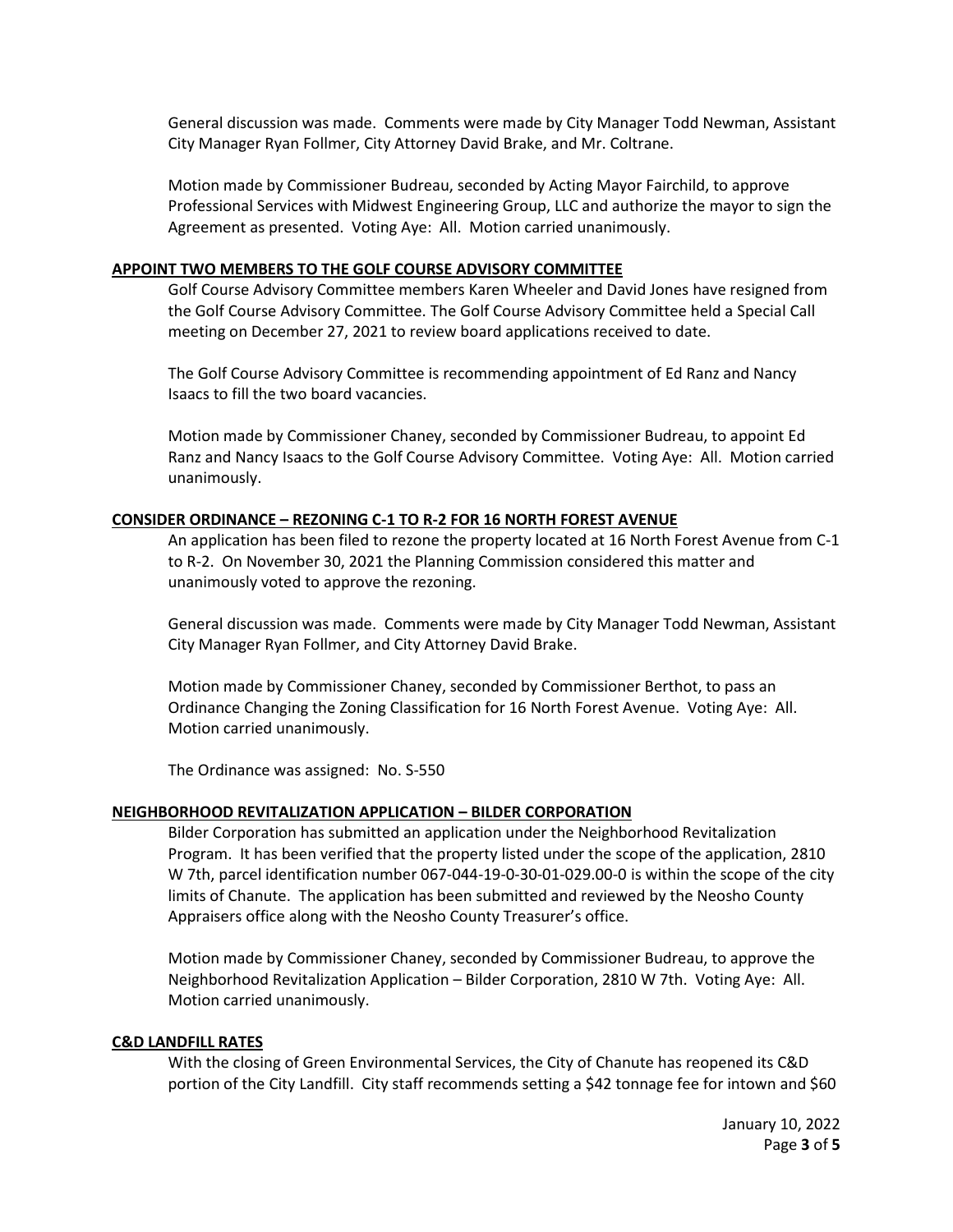General discussion was made. Comments were made by City Manager Todd Newman, Assistant City Manager Ryan Follmer, City Attorney David Brake, and Mr. Coltrane.

Motion made by Commissioner Budreau, seconded by Acting Mayor Fairchild, to approve Professional Services with Midwest Engineering Group, LLC and authorize the mayor to sign the Agreement as presented. Voting Aye: All. Motion carried unanimously.

**APPOINT TWO MEMBERS TO THE GOLF COURSE ADVISORY COMMITTEE**

Golf Course Advisory Committee members Karen Wheeler and David Jones have resigned from the Golf Course Advisory Committee. The Golf Course Advisory Committee held a Special Call meeting on December 27, 2021 to review board applications received to date.

The Golf Course Advisory Committee is recommending appointment of Ed Ranz and Nancy Isaacs to fill the two board vacancies.

Motion made by Commissioner Chaney, seconded by Commissioner Budreau, to appoint Ed Ranz and Nancy Isaacs to the Golf Course Advisory Committee. Voting Aye: All. Motion carried unanimously.

**CONSIDER ORDINANCE – REZONING C-1 TO R-2 FOR 16 NORTH FOREST AVENUE**

An application has been filed to rezone the property located at 16 North Forest Avenue from C-1 to R-2. On November 30, 2021 the Planning Commission considered this matter and unanimously voted to approve the rezoning.

General discussion was made. Comments were made by City Manager Todd Newman, Assistant City Manager Ryan Follmer, and City Attorney David Brake.

Motion made by Commissioner Chaney, seconded by Commissioner Berthot, to pass an Ordinance Changing the Zoning Classification for 16 North Forest Avenue. Voting Aye: All. Motion carried unanimously.

The Ordinance was assigned: No. S-550

**NEIGHBORHOOD REVITALIZATION APPLICATION – BILDER CORPORATION**

Bilder Corporation has submitted an application under the Neighborhood Revitalization Program. It has been verified that the property listed under the scope of the application, 2810 W 7th, parcel identification number 067-044-19-0-30-01-029.00-0 is within the scope of the city limits of Chanute. The application has been submitted and reviewed by the Neosho County Appraisers office along with the Neosho County Treasurer's office.

Motion made by Commissioner Chaney, seconded by Commissioner Budreau, to approve the Neighborhood Revitalization Application – Bilder Corporation, 2810 W 7th. Voting Aye: All. Motion carried unanimously.

**C&D LANDFILL RATES**

With the closing of Green Environmental Services, the City of Chanute has reopened its C&D portion of the City Landfill. City staff recommends setting a $42 tonnage fee for intown and $60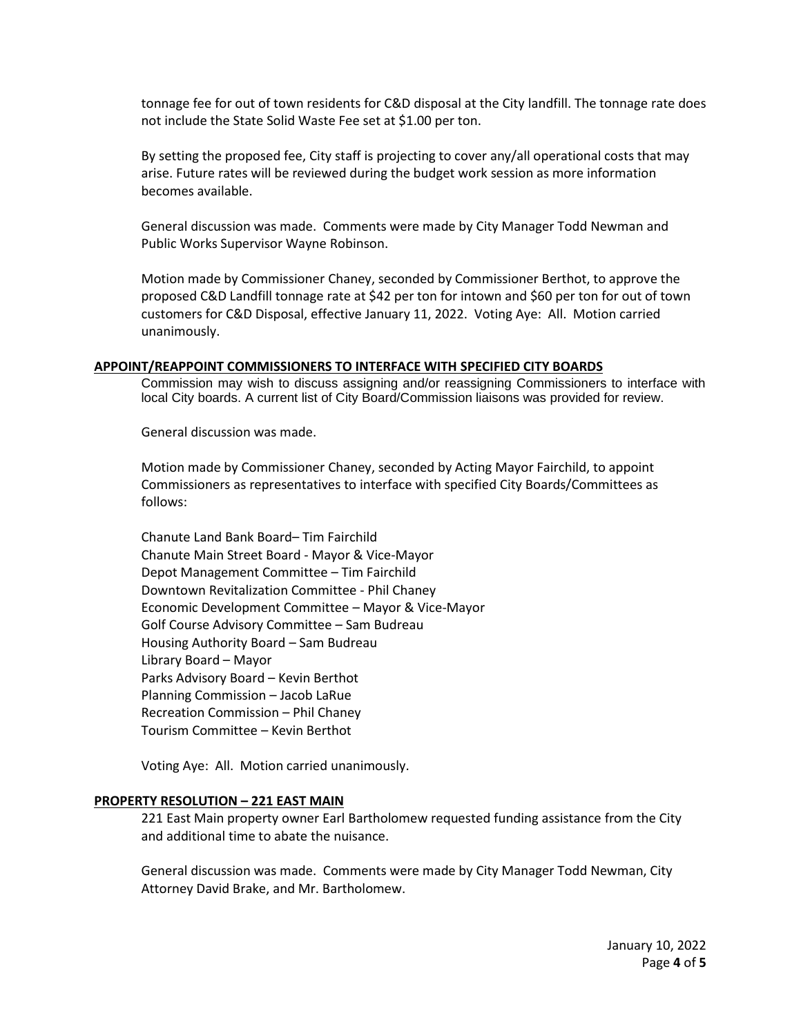tonnage fee for out of town residents for C&D disposal at the City landfill. The tonnage rate does not include the State Solid Waste Fee set at $1.00 per ton.

By setting the proposed fee, City staff is projecting to cover any/all operational costs that may arise. Future rates will be reviewed during the budget work session as more information becomes available.

General discussion was made. Comments were made by City Manager Todd Newman and Public Works Supervisor Wayne Robinson.

Motion made by Commissioner Chaney, seconded by Commissioner Berthot, to approve the proposed C&D Landfill tonnage rate at $42 per ton for intown and $60 per ton for out of town customers for C&D Disposal, effective January 11, 2022. Voting Aye: All. Motion carried unanimously.

**APPOINT/REAPPOINT COMMISSIONERS TO INTERFACE WITH SPECIFIED CITY BOARDS**

Commission may wish to discuss assigning and/or reassigning Commissioners to interface with local City boards. A current list of City Board/Commission liaisons was provided for review.

General discussion was made.

Motion made by Commissioner Chaney, seconded by Acting Mayor Fairchild, to appoint Commissioners as representatives to interface with specified City Boards/Committees as follows:

Chanute Land Bank Board– Tim Fairchild
Chanute Main Street Board - Mayor & Vice-Mayor
Depot Management Committee – Tim Fairchild
Downtown Revitalization Committee - Phil Chaney
Economic Development Committee – Mayor & Vice-Mayor
Golf Course Advisory Committee – Sam Budreau
Housing Authority Board – Sam Budreau
Library Board – Mayor
Parks Advisory Board – Kevin Berthot
Planning Commission – Jacob LaRue
Recreation Commission – Phil Chaney
Tourism Committee – Kevin Berthot

Voting Aye: All. Motion carried unanimously.

**PROPERTY RESOLUTION – 221 EAST MAIN**

221 East Main property owner Earl Bartholomew requested funding assistance from the City and additional time to abate the nuisance.

General discussion was made. Comments were made by City Manager Todd Newman, City Attorney David Brake, and Mr. Bartholomew.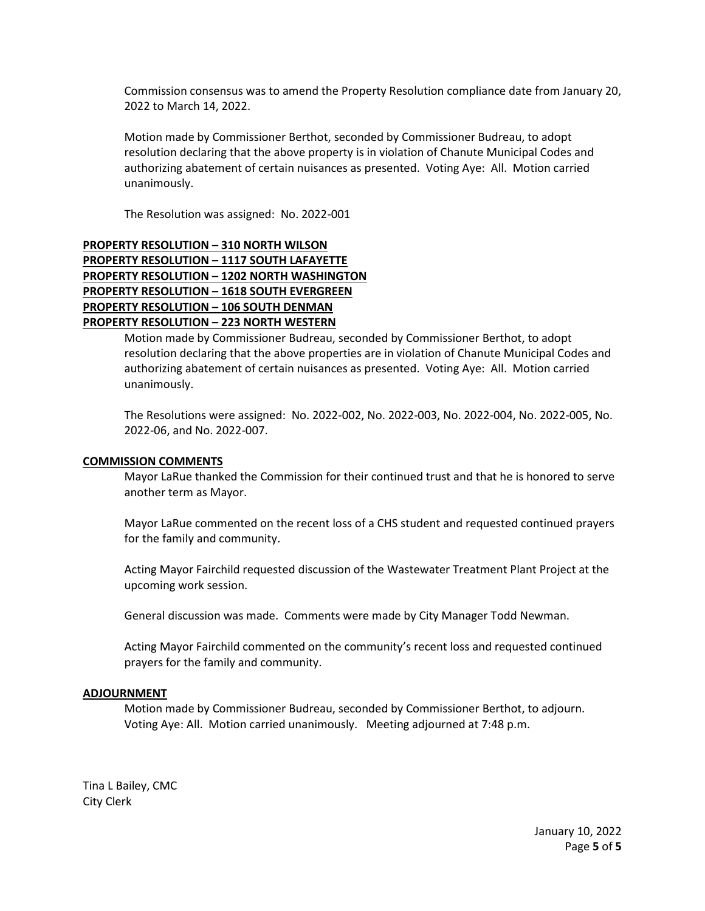Commission consensus was to amend the Property Resolution compliance date from January 20, 2022 to March 14, 2022.

Motion made by Commissioner Berthot, seconded by Commissioner Budreau, to adopt resolution declaring that the above property is in violation of Chanute Municipal Codes and authorizing abatement of certain nuisances as presented. Voting Aye: All. Motion carried unanimously.

The Resolution was assigned: No. 2022-001

**PROPERTY RESOLUTION – 310 NORTH WILSON**
**PROPERTY RESOLUTION – 1117 SOUTH LAFAYETTE**
**PROPERTY RESOLUTION – 1202 NORTH WASHINGTON**
**PROPERTY RESOLUTION – 1618 SOUTH EVERGREEN**
**PROPERTY RESOLUTION – 106 SOUTH DENMAN**
**PROPERTY RESOLUTION – 223 NORTH WESTERN**

Motion made by Commissioner Budreau, seconded by Commissioner Berthot, to adopt resolution declaring that the above properties are in violation of Chanute Municipal Codes and authorizing abatement of certain nuisances as presented. Voting Aye: All. Motion carried unanimously.

The Resolutions were assigned: No. 2022-002, No. 2022-003, No. 2022-004, No. 2022-005, No. 2022-06, and No. 2022-007.

**COMMISSION COMMENTS**

Mayor LaRue thanked the Commission for their continued trust and that he is honored to serve another term as Mayor.

Mayor LaRue commented on the recent loss of a CHS student and requested continued prayers for the family and community.

Acting Mayor Fairchild requested discussion of the Wastewater Treatment Plant Project at the upcoming work session.

General discussion was made. Comments were made by City Manager Todd Newman.

Acting Mayor Fairchild commented on the community's recent loss and requested continued prayers for the family and community.

**ADJOURNMENT**

Motion made by Commissioner Budreau, seconded by Commissioner Berthot, to adjourn. Voting Aye: All. Motion carried unanimously. Meeting adjourned at 7:48 p.m.

Tina L Bailey, CMC
City Clerk

January 10, 2022